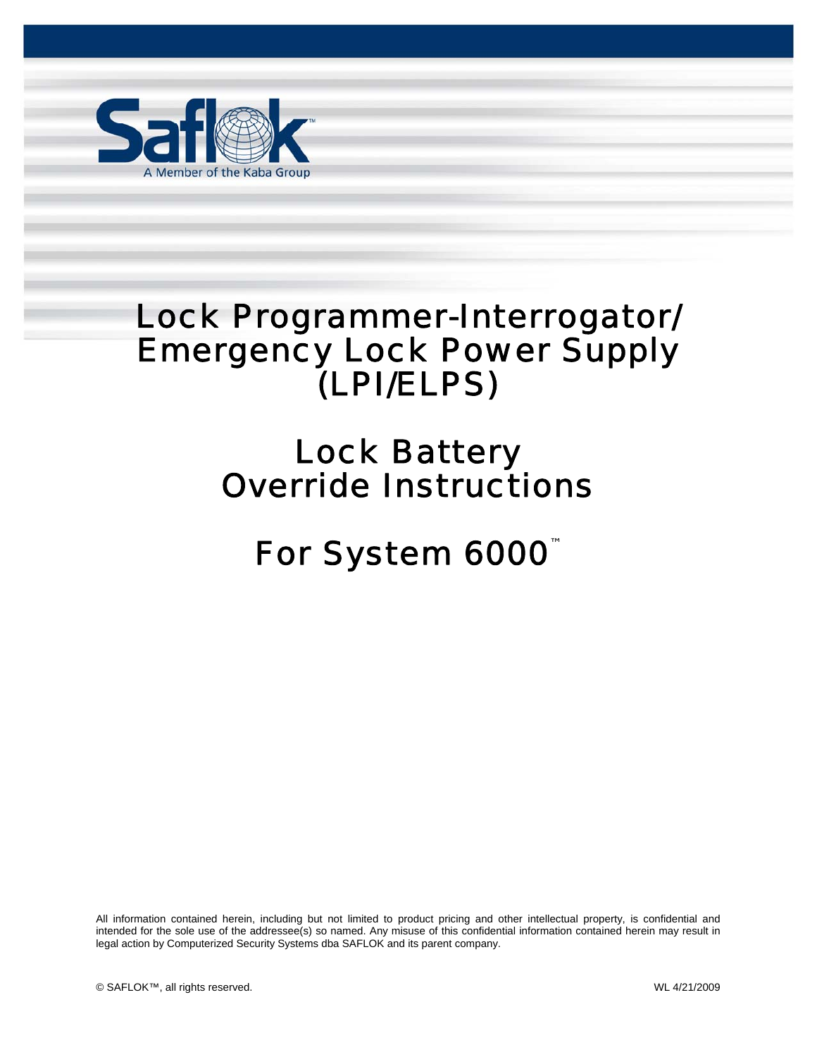Saflok

A Member of the Kaba Group

# Lock Programmer-Interrogator/ Emergency Lock Power Supply (LPI/ELPS)

# Lock Battery Override Instructions

# For System 6000™

All information contained herein, including but not limited to product pricing and other intellectual property, is confidential and intended for the sole use of the addressee(s) so named. Any misuse of this confidential information contained herein may result in legal action by Computerized Security Systems dba SAFLOK and its parent company.

© SAFLOK™, all rights reserved.

WL 4/21/2009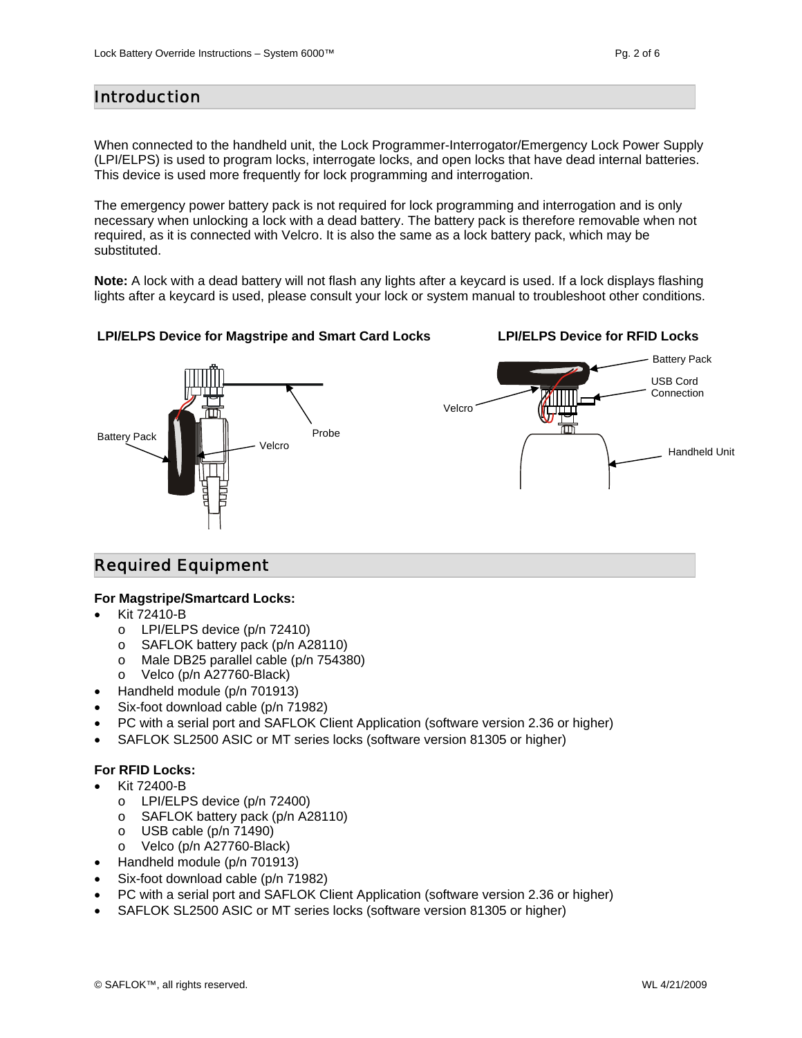## Introduction

When connected to the handheld unit, the Lock Programmer-Interrogator/Emergency Lock Power Supply (LPI/ELPS) is used to program locks, interrogate locks, and open locks that have dead internal batteries. This device is used more frequently for lock programming and interrogation.

The emergency power battery pack is not required for lock programming and interrogation and is only necessary when unlocking a lock with a dead battery. The battery pack is therefore removable when not required, as it is connected with Velcro. It is also the same as a lock battery pack, which may be substituted.

**Note:** A lock with a dead battery will not flash any lights after a keycard is used. If a lock displays flashing lights after a keycard is used, please consult your lock or system manual to troubleshoot other conditions.

**LPI/ELPS Device for Magstripe and Smart Card Locks**

Battery Pack

Velcro

Probe

**LPI/ELPS Device for RFID Locks**

Battery Pack

USB Cord Connection

Velcro

Handheld Unit

## Required Equipment

**For Magstripe/Smartcard Locks:**

- Kit 72410-B
  - LPI/ELPS device (p/n 72410)
  - SAFLOK battery pack (p/n A28110)
  - Male DB25 parallel cable (p/n 754380)
  - Velco (p/n A27760-Black)
- Handheld module (p/n 701913)
- Six-foot download cable (p/n 71982)
- PC with a serial port and SAFLOK Client Application (software version 2.36 or higher)
- SAFLOK SL2500 ASIC or MT series locks (software version 81305 or higher)

**For RFID Locks:**

- Kit 72400-B
  - LPI/ELPS device (p/n 72400)
  - SAFLOK battery pack (p/n A28110)
  - USB cable (p/n 71490)
  - Velco (p/n A27760-Black)
- Handheld module (p/n 701913)
- Six-foot download cable (p/n 71982)
- PC with a serial port and SAFLOK Client Application (software version 2.36 or higher)
- SAFLOK SL2500 ASIC or MT series locks (software version 81305 or higher)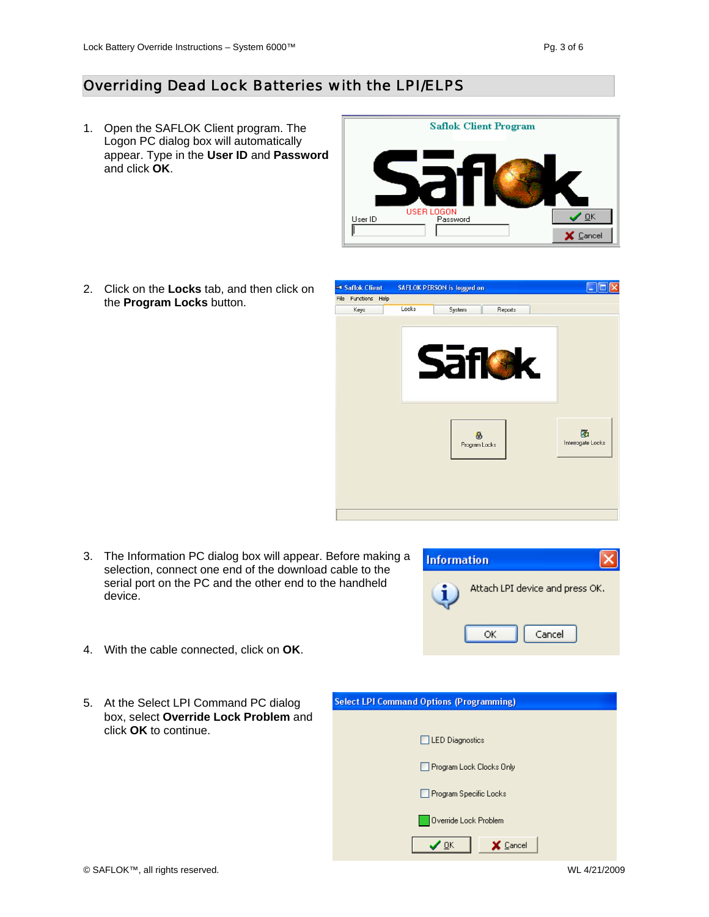# Overriding Dead Lock Batteries with the LPI/ELPS

1. Open the SAFLOK Client program. The Logon PC dialog box will automatically appear. Type in the **User ID** and **Password** and click **OK**.

2. Click on the **Locks** tab, and then click on the **Program Locks** button.

3. The Information PC dialog box will appear. Before making a selection, connect one end of the download cable to the serial port on the PC and the other end to the handheld device.

4. With the cable connected, click on **OK**.

5. At the Select LPI Command PC dialog box, select **Override Lock Problem** and click **OK** to continue.

© SAFLOK™, all rights reserved.

WL 4/21/2009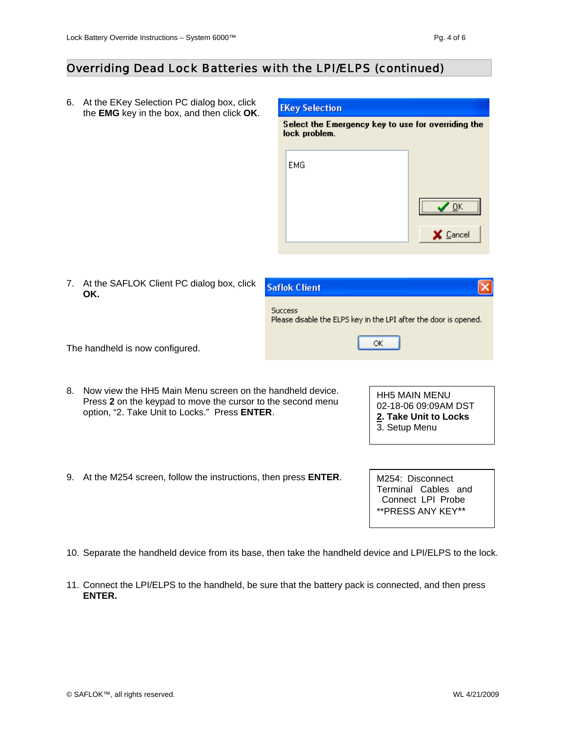## Overriding Dead Lock Batteries with the LPI/ELPS (continued)

6. At the EKey Selection PC dialog box, click the **EMG** key in the box, and then click **OK**.

   **EKey Selection**

   Select the Emergency key to use for overriding the lock problem.

   EMG

   OK | Cancel

7. At the SAFLOK Client PC dialog box, click **OK.**

   **Saflok Client**

   Success
   Please disable the ELPS key in the LPI after the door is opened.

   OK

The handheld is now configured.

8. Now view the HH5 Main Menu screen on the handheld device. Press **2** on the keypad to move the cursor to the second menu option, "2. Take Unit to Locks." Press **ENTER**.

   ```
   HH5 MAIN MENU
   02-18-06 09:09AM DST
   2. Take Unit to Locks
   3. Setup Menu
   ```

9. At the M254 screen, follow the instructions, then press **ENTER**.

   ```
   M254: Disconnect
   Terminal Cables and
    Connect LPI Probe
   **PRESS ANY KEY**
   ```

10. Separate the handheld device from its base, then take the handheld device and LPI/ELPS to the lock.

11. Connect the LPI/ELPS to the handheld, be sure that the battery pack is connected, and then press **ENTER.**

© SAFLOK™, all rights reserved. WL 4/21/2009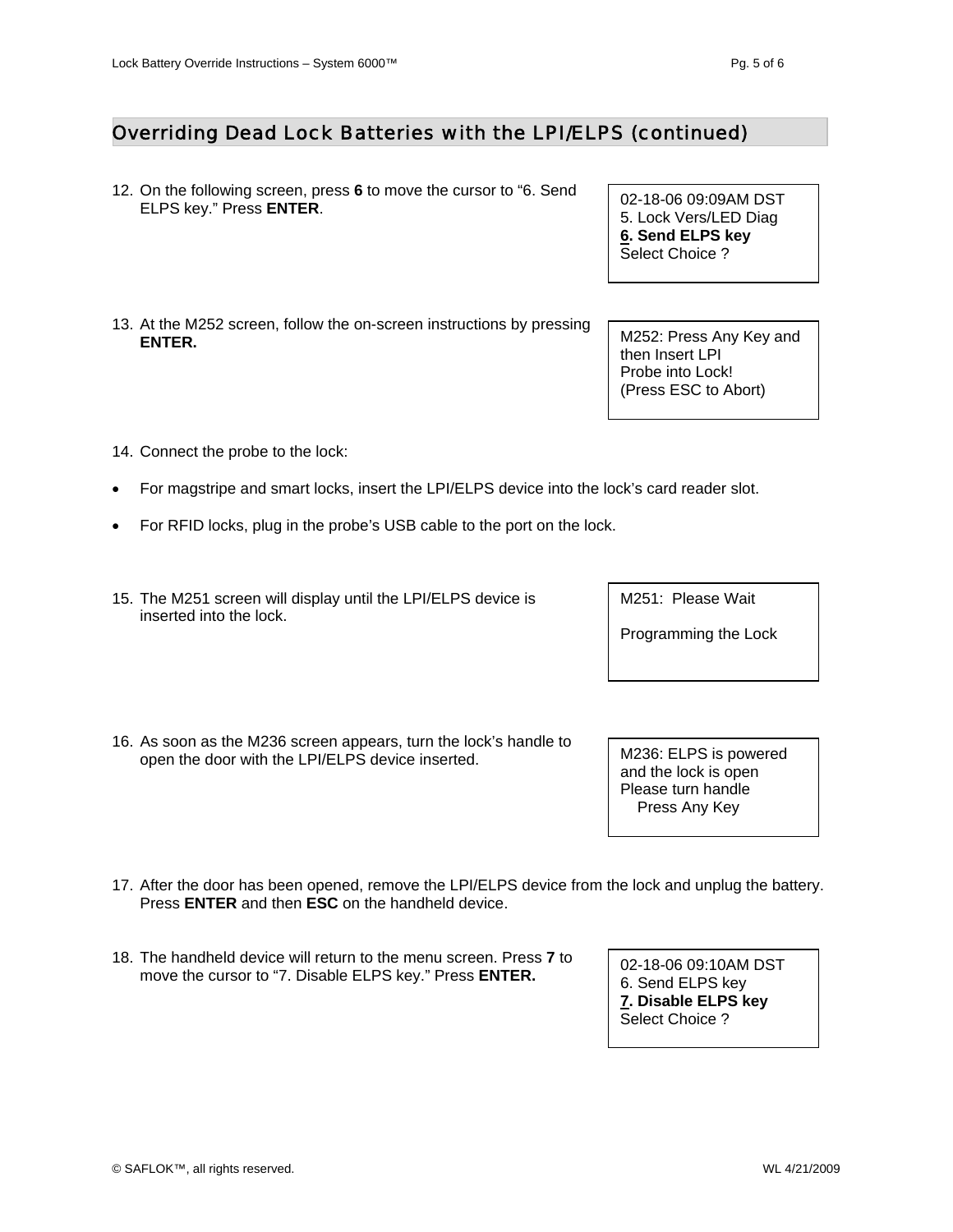## Overriding Dead Lock Batteries with the LPI/ELPS (continued)

12. On the following screen, press **6** to move the cursor to "6. Send ELPS key." Press **ENTER**.

```
02-18-06 09:09AM DST
5. Lock Vers/LED Diag
6. Send ELPS key
Select Choice ?
```

13. At the M252 screen, follow the on-screen instructions by pressing **ENTER.**

```
M252: Press Any Key and
then Insert LPI
Probe into Lock!
(Press ESC to Abort)
```

14. Connect the probe to the lock:

- For magstripe and smart locks, insert the LPI/ELPS device into the lock's card reader slot.
- For RFID locks, plug in the probe's USB cable to the port on the lock.

15. The M251 screen will display until the LPI/ELPS device is inserted into the lock.

```
M251:  Please Wait

Programming the Lock
```

16. As soon as the M236 screen appears, turn the lock's handle to open the door with the LPI/ELPS device inserted.

```
M236: ELPS is powered
and the lock is open
Please turn handle
    Press Any Key
```

17. After the door has been opened, remove the LPI/ELPS device from the lock and unplug the battery. Press **ENTER** and then **ESC** on the handheld device.

18. The handheld device will return to the menu screen. Press **7** to move the cursor to "7. Disable ELPS key." Press **ENTER.**

```
02-18-06 09:10AM DST
6. Send ELPS key
7. Disable ELPS key
Select Choice ?
```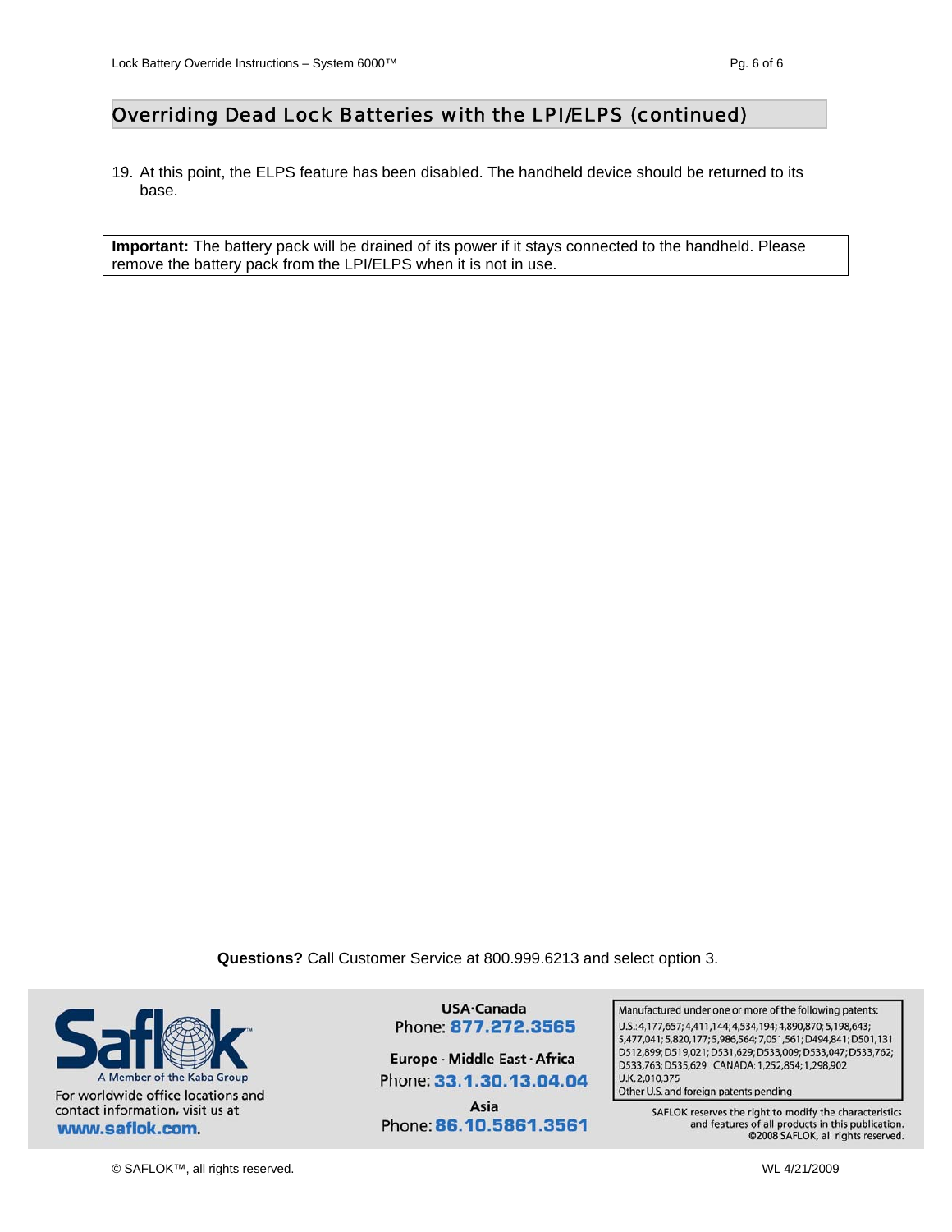## Overriding Dead Lock Batteries with the LPI/ELPS (continued)

19. At this point, the ELPS feature has been disabled. The handheld device should be returned to its base.

**Important:** The battery pack will be drained of its power if it stays connected to the handheld. Please remove the battery pack from the LPI/ELPS when it is not in use.

**Questions?** Call Customer Service at 800.999.6213 and select option 3.

Saflok
A Member of the Kaba Group
For worldwide office locations and contact information, visit us at **www.saflok.com.**

**USA·Canada**
Phone: **877.272.3565**

**Europe · Middle East · Africa**
Phone: **33.1.30.13.04.04**

**Asia**
Phone: **86.10.5861.3561**

Manufactured under one or more of the following patents:
U.S.: 4,177,657; 4,411,144; 4,534,194; 4,890,870; 5,198,643; 5,477,041; 5,820,177; 5,986,564; 7,051,561; D494,841; D501,131 D512,899; D519,021; D531,629; D533,009; D533,047; D533,762; D533,763; D535,629 CANADA: 1,252,854; 1,298,902
U.K. 2,010,375
Other U.S. and foreign patents pending

SAFLOK reserves the right to modify the characteristics and features of all products in this publication.
©2008 SAFLOK, all rights reserved.

© SAFLOK™, all rights reserved.

WL 4/21/2009